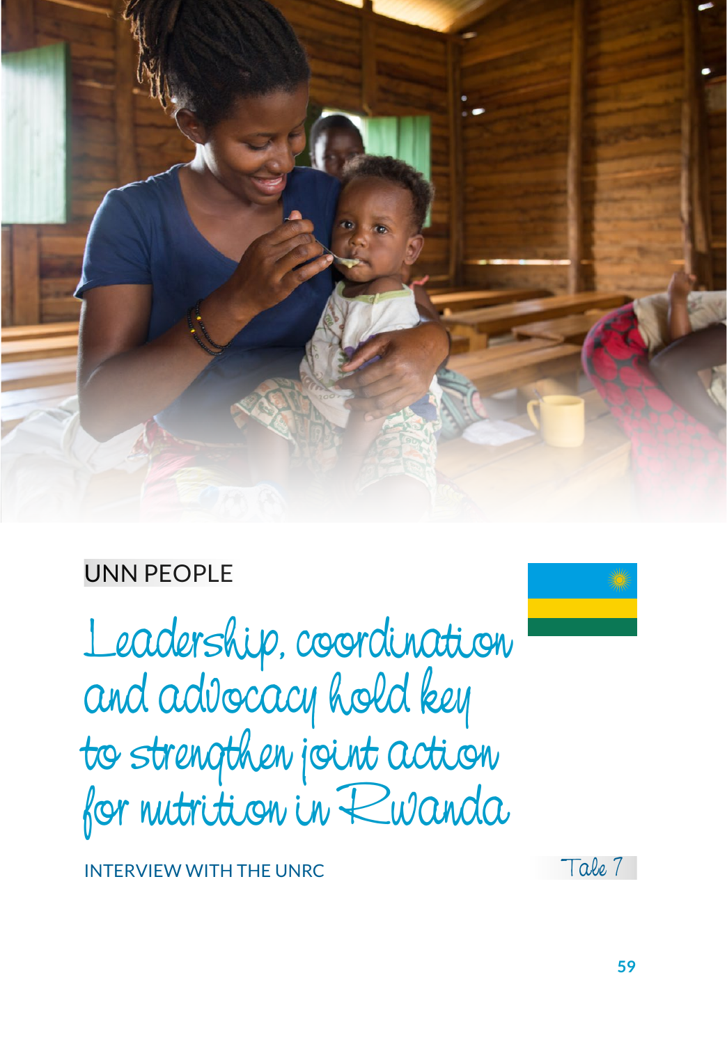UNN PEOPLE

# Leadership, coordination and advocacy hold key to strengthen joint action for nutrition in Rwanda

INTERVIEW WITH THE UNRC

Tale 7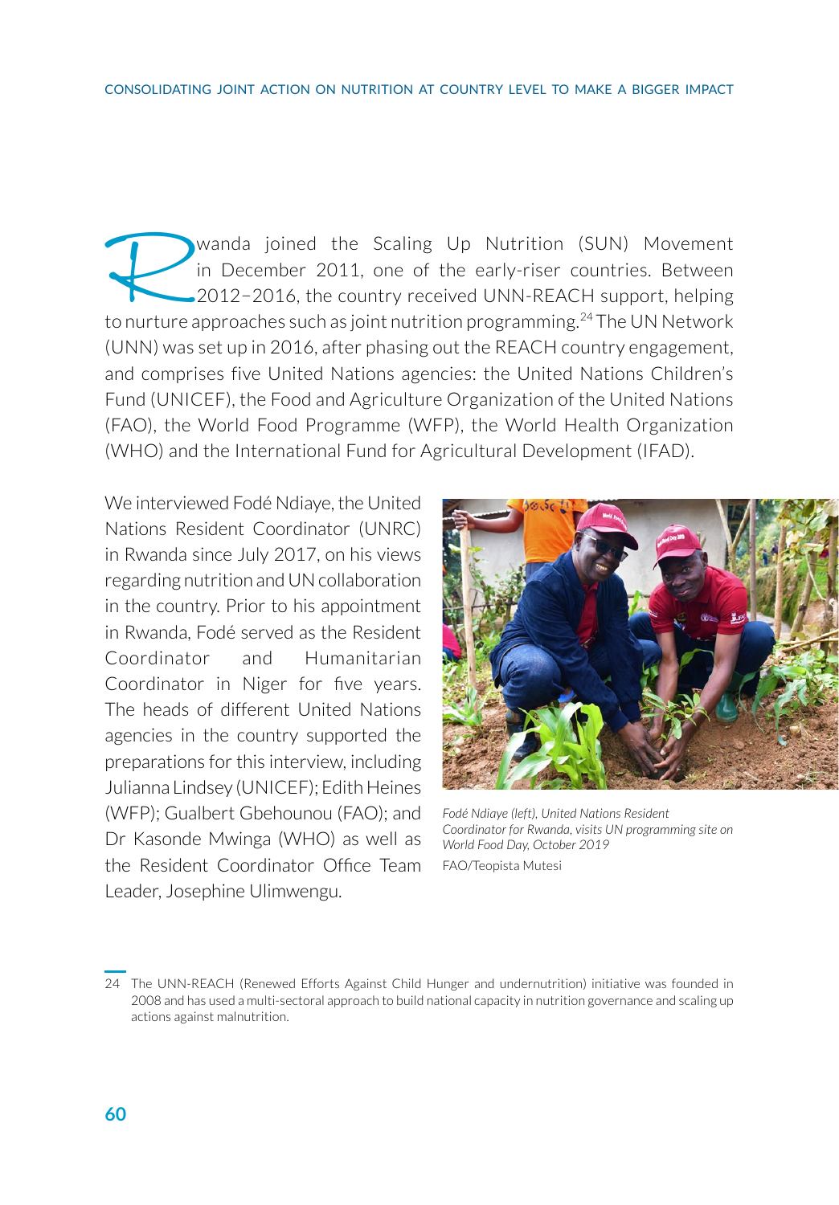Rwanda joined the Scaling Up Nutrition (SUN) Movement in December 2011, one of the early-riser countries. Between 2012–2016, the country received UNN-REACH support, helping to nurture approaches such as joint nutrition programming.[24] The UN Network (UNN) was set up in 2016, after phasing out the REACH country engagement, and comprises five United Nations agencies: the United Nations Children's Fund (UNICEF), the Food and Agriculture Organization of the United Nations (FAO), the World Food Programme (WFP), the World Health Organization (WHO) and the International Fund for Agricultural Development (IFAD).

We interviewed Fodé Ndiaye, the United Nations Resident Coordinator (UNRC) in Rwanda since July 2017, on his views regarding nutrition and UN collaboration in the country. Prior to his appointment in Rwanda, Fodé served as the Resident Coordinator and Humanitarian Coordinator in Niger for five years. The heads of different United Nations agencies in the country supported the preparations for this interview, including Julianna Lindsey (UNICEF); Edith Heines (WFP); Gualbert Gbehounou (FAO); and Dr Kasonde Mwinga (WHO) as well as the Resident Coordinator Office Team Leader, Josephine Ulimwengu.

*Fodé Ndiaye (left), United Nations Resident Coordinator for Rwanda, visits UN programming site on World Food Day, October 2019*

FAO/Teopista Mutesi

---

24 The UNN-REACH (Renewed Efforts Against Child Hunger and undernutrition) initiative was founded in 2008 and has used a multi-sectoral approach to build national capacity in nutrition governance and scaling up actions against malnutrition.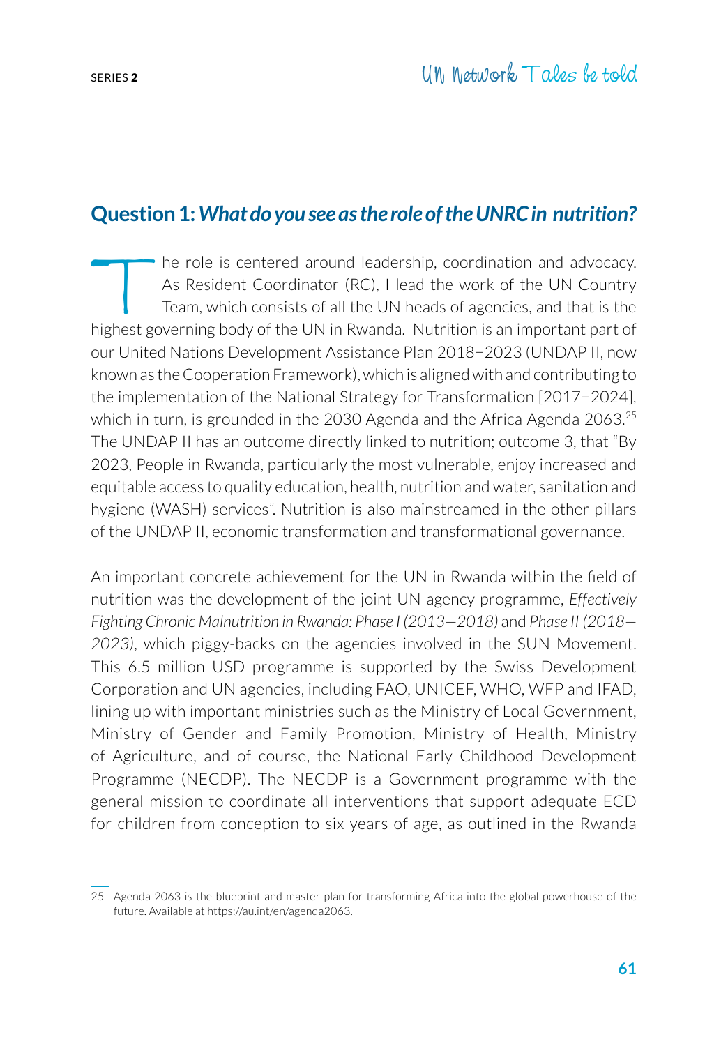## Question 1: *What do you see as the role of the UNRC in nutrition?*

The role is centered around leadership, coordination and advocacy. As Resident Coordinator (RC), I lead the work of the UN Country Team, which consists of all the UN heads of agencies, and that is the highest governing body of the UN in Rwanda. Nutrition is an important part of our United Nations Development Assistance Plan 2018–2023 (UNDAP II, now known as the Cooperation Framework), which is aligned with and contributing to the implementation of the National Strategy for Transformation [2017–2024], which in turn, is grounded in the 2030 Agenda and the Africa Agenda 2063.[25] The UNDAP II has an outcome directly linked to nutrition; outcome 3, that "By 2023, People in Rwanda, particularly the most vulnerable, enjoy increased and equitable access to quality education, health, nutrition and water, sanitation and hygiene (WASH) services". Nutrition is also mainstreamed in the other pillars of the UNDAP II, economic transformation and transformational governance.

An important concrete achievement for the UN in Rwanda within the field of nutrition was the development of the joint UN agency programme, *Effectively Fighting Chronic Malnutrition in Rwanda: Phase I (2013—2018)* and *Phase II (2018—2023)*, which piggy-backs on the agencies involved in the SUN Movement. This 6.5 million USD programme is supported by the Swiss Development Corporation and UN agencies, including FAO, UNICEF, WHO, WFP and IFAD, lining up with important ministries such as the Ministry of Local Government, Ministry of Gender and Family Promotion, Ministry of Health, Ministry of Agriculture, and of course, the National Early Childhood Development Programme (NECDP). The NECDP is a Government programme with the general mission to coordinate all interventions that support adequate ECD for children from conception to six years of age, as outlined in the Rwanda

---

25 Agenda 2063 is the blueprint and master plan for transforming Africa into the global powerhouse of the future. Available at https://au.int/en/agenda2063.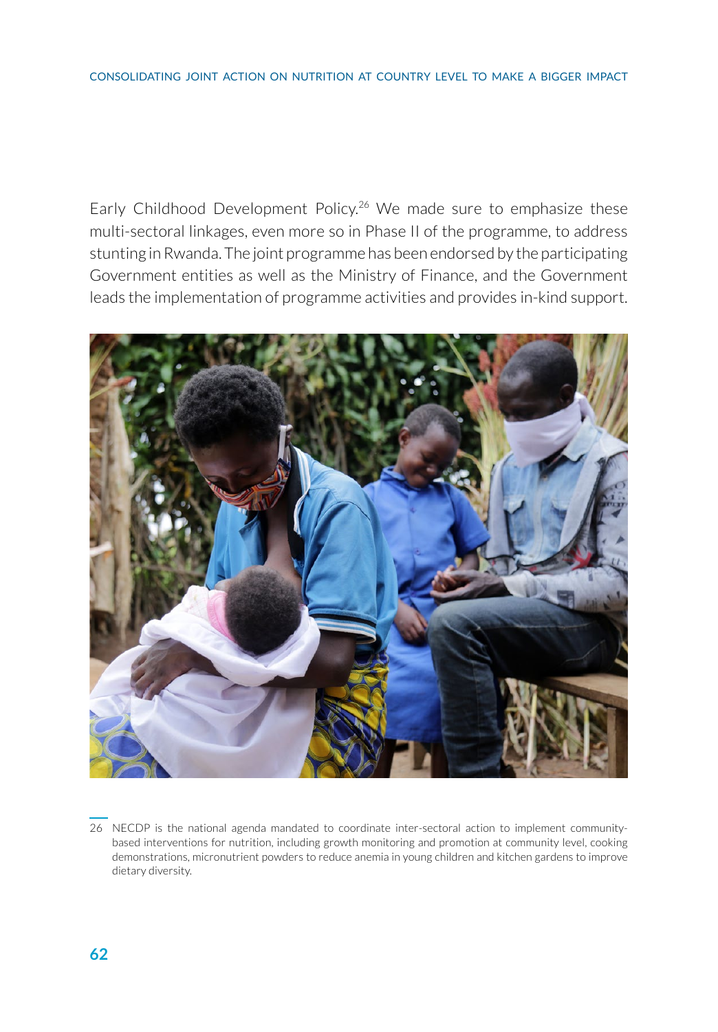Early Childhood Development Policy.[26] We made sure to emphasize these multi-sectoral linkages, even more so in Phase II of the programme, to address stunting in Rwanda. The joint programme has been endorsed by the participating Government entities as well as the Ministry of Finance, and the Government leads the implementation of programme activities and provides in-kind support.

[26] NECDP is the national agenda mandated to coordinate inter-sectoral action to implement community-based interventions for nutrition, including growth monitoring and promotion at community level, cooking demonstrations, micronutrient powders to reduce anemia in young children and kitchen gardens to improve dietary diversity.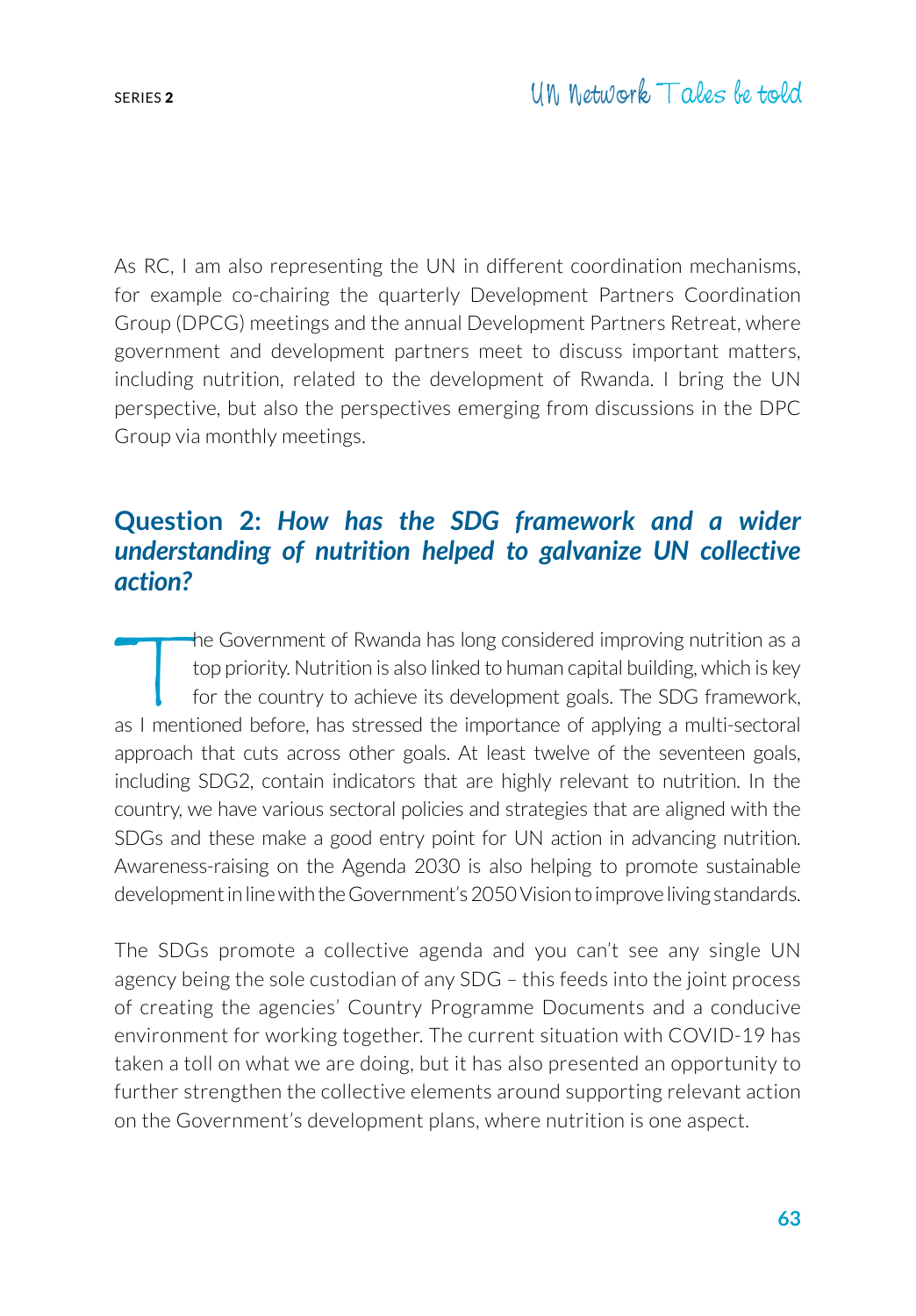As RC, I am also representing the UN in different coordination mechanisms, for example co-chairing the quarterly Development Partners Coordination Group (DPCG) meetings and the annual Development Partners Retreat, where government and development partners meet to discuss important matters, including nutrition, related to the development of Rwanda. I bring the UN perspective, but also the perspectives emerging from discussions in the DPC Group via monthly meetings.

## Question 2: *How has the SDG framework and a wider understanding of nutrition helped to galvanize UN collective action?*

The Government of Rwanda has long considered improving nutrition as a top priority. Nutrition is also linked to human capital building, which is key for the country to achieve its development goals. The SDG framework, as I mentioned before, has stressed the importance of applying a multi-sectoral approach that cuts across other goals. At least twelve of the seventeen goals, including SDG2, contain indicators that are highly relevant to nutrition. In the country, we have various sectoral policies and strategies that are aligned with the SDGs and these make a good entry point for UN action in advancing nutrition. Awareness-raising on the Agenda 2030 is also helping to promote sustainable development in line with the Government's 2050 Vision to improve living standards.

The SDGs promote a collective agenda and you can't see any single UN agency being the sole custodian of any SDG – this feeds into the joint process of creating the agencies' Country Programme Documents and a conducive environment for working together. The current situation with COVID-19 has taken a toll on what we are doing, but it has also presented an opportunity to further strengthen the collective elements around supporting relevant action on the Government's development plans, where nutrition is one aspect.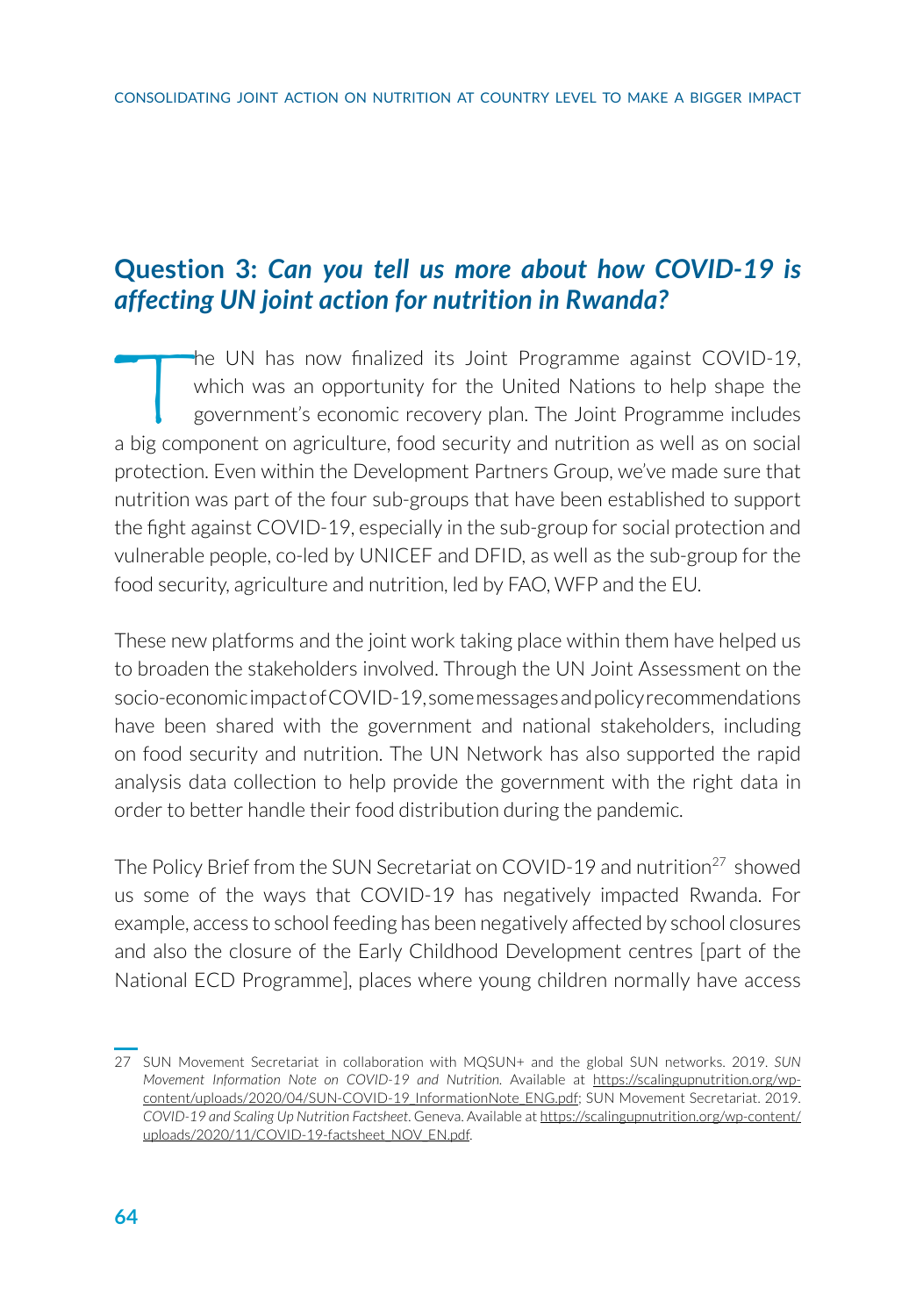## Question 3: *Can you tell us more about how COVID-19 is affecting UN joint action for nutrition in Rwanda?*

The UN has now finalized its Joint Programme against COVID-19, which was an opportunity for the United Nations to help shape the government's economic recovery plan. The Joint Programme includes a big component on agriculture, food security and nutrition as well as on social protection. Even within the Development Partners Group, we've made sure that nutrition was part of the four sub-groups that have been established to support the fight against COVID-19, especially in the sub-group for social protection and vulnerable people, co-led by UNICEF and DFID, as well as the sub-group for the food security, agriculture and nutrition, led by FAO, WFP and the EU.

These new platforms and the joint work taking place within them have helped us to broaden the stakeholders involved. Through the UN Joint Assessment on the socio-economic impact of COVID-19, some messages and policy recommendations have been shared with the government and national stakeholders, including on food security and nutrition. The UN Network has also supported the rapid analysis data collection to help provide the government with the right data in order to better handle their food distribution during the pandemic.

The Policy Brief from the SUN Secretariat on COVID-19 and nutrition[27] showed us some of the ways that COVID-19 has negatively impacted Rwanda. For example, access to school feeding has been negatively affected by school closures and also the closure of the Early Childhood Development centres [part of the National ECD Programme], places where young children normally have access

---

27 SUN Movement Secretariat in collaboration with MQSUN+ and the global SUN networks. 2019. *SUN Movement Information Note on COVID-19 and Nutrition*. Available at https://scalingupnutrition.org/wp-content/uploads/2020/04/SUN-COVID-19_InformationNote_ENG.pdf; SUN Movement Secretariat. 2019. *COVID-19 and Scaling Up Nutrition Factsheet*. Geneva. Available at https://scalingupnutrition.org/wp-content/uploads/2020/11/COVID-19-factsheet_NOV_EN.pdf.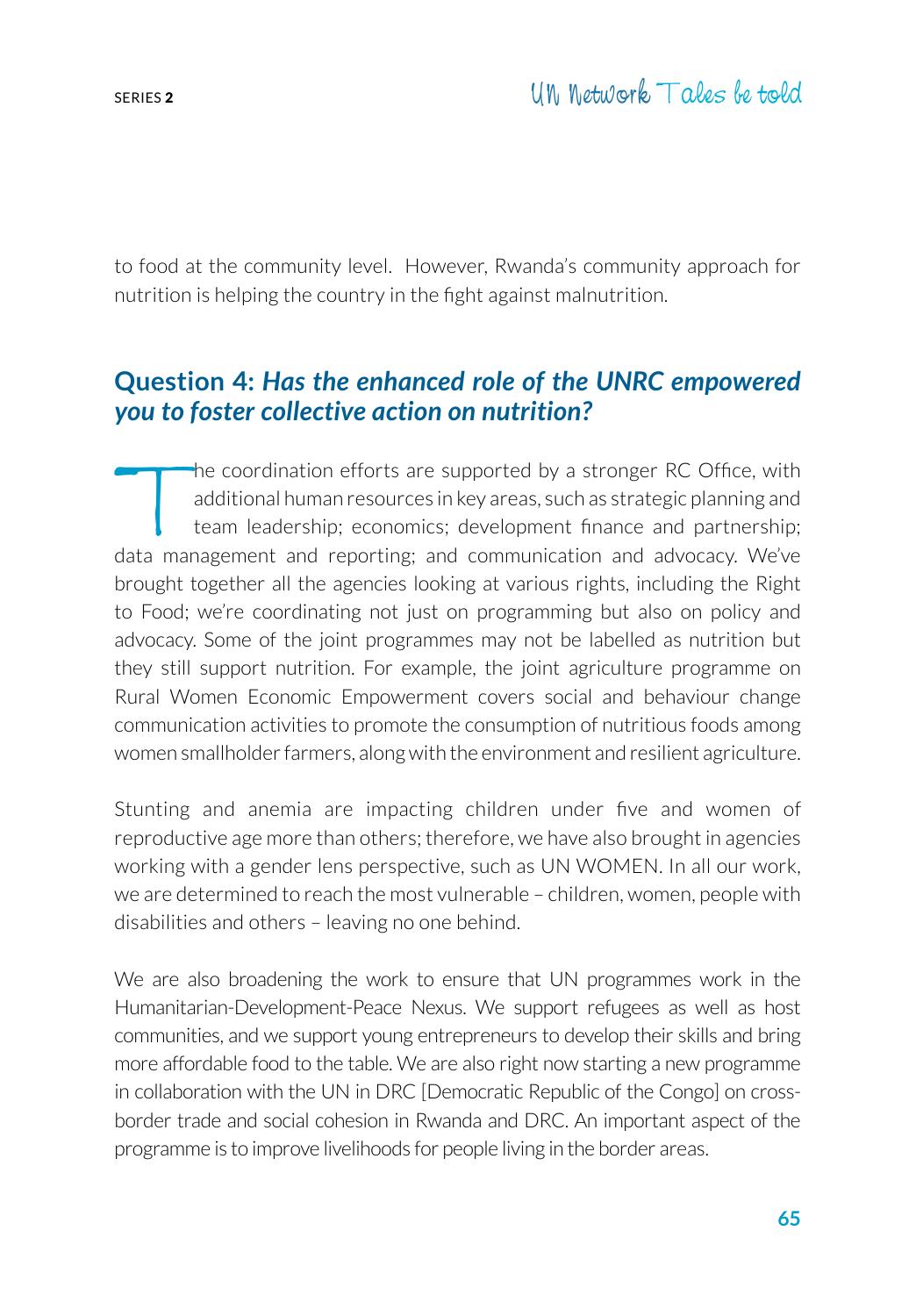to food at the community level. However, Rwanda's community approach for nutrition is helping the country in the fight against malnutrition.

## Question 4: *Has the enhanced role of the UNRC empowered you to foster collective action on nutrition?*

The coordination efforts are supported by a stronger RC Office, with additional human resources in key areas, such as strategic planning and team leadership; economics; development finance and partnership; data management and reporting; and communication and advocacy. We've brought together all the agencies looking at various rights, including the Right to Food; we're coordinating not just on programming but also on policy and advocacy. Some of the joint programmes may not be labelled as nutrition but they still support nutrition. For example, the joint agriculture programme on Rural Women Economic Empowerment covers social and behaviour change communication activities to promote the consumption of nutritious foods among women smallholder farmers, along with the environment and resilient agriculture.

Stunting and anemia are impacting children under five and women of reproductive age more than others; therefore, we have also brought in agencies working with a gender lens perspective, such as UN WOMEN. In all our work, we are determined to reach the most vulnerable – children, women, people with disabilities and others – leaving no one behind.

We are also broadening the work to ensure that UN programmes work in the Humanitarian-Development-Peace Nexus. We support refugees as well as host communities, and we support young entrepreneurs to develop their skills and bring more affordable food to the table. We are also right now starting a new programme in collaboration with the UN in DRC [Democratic Republic of the Congo] on cross-border trade and social cohesion in Rwanda and DRC. An important aspect of the programme is to improve livelihoods for people living in the border areas.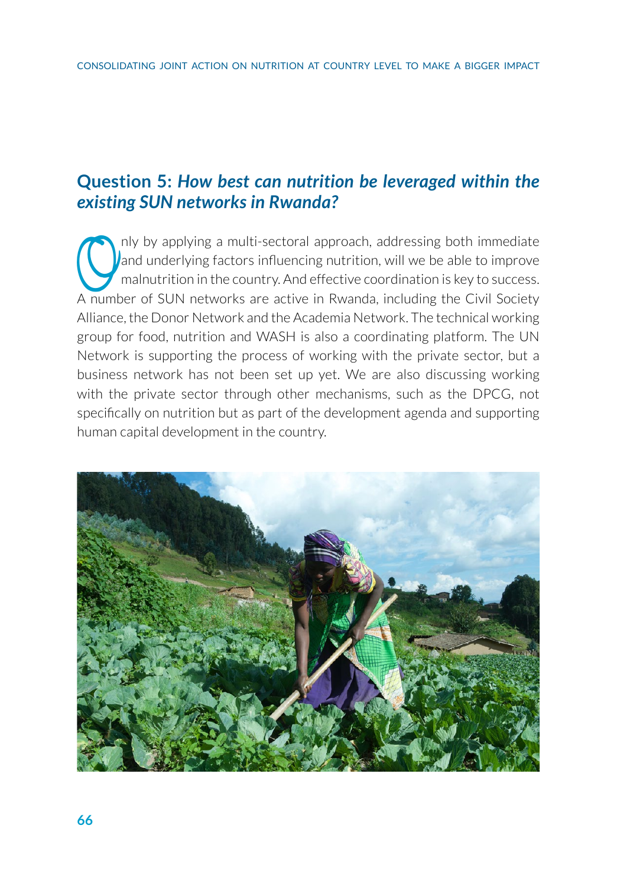## Question 5: *How best can nutrition be leveraged within the existing SUN networks in Rwanda?*

Only by applying a multi-sectoral approach, addressing both immediate and underlying factors influencing nutrition, will we be able to improve malnutrition in the country. And effective coordination is key to success. A number of SUN networks are active in Rwanda, including the Civil Society Alliance, the Donor Network and the Academia Network. The technical working group for food, nutrition and WASH is also a coordinating platform. The UN Network is supporting the process of working with the private sector, but a business network has not been set up yet. We are also discussing working with the private sector through other mechanisms, such as the DPCG, not specifically on nutrition but as part of the development agenda and supporting human capital development in the country.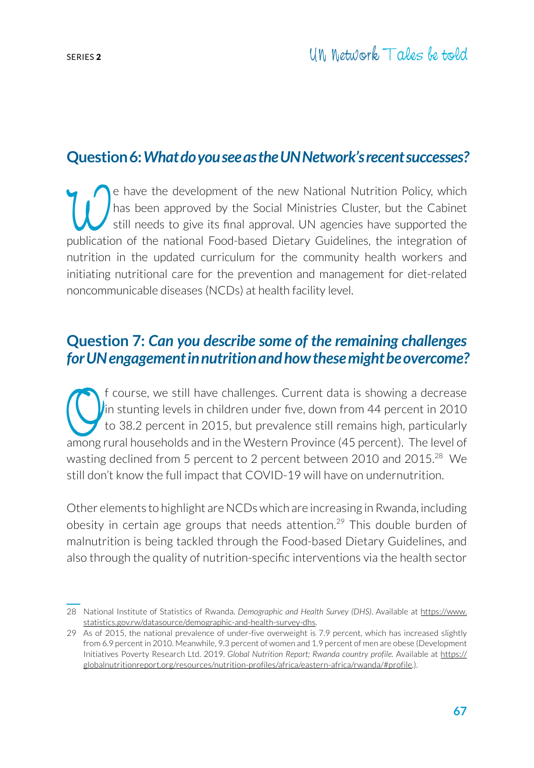## Question 6: *What do you see as the UN Network's recent successes?*

We have the development of the new National Nutrition Policy, which has been approved by the Social Ministries Cluster, but the Cabinet still needs to give its final approval. UN agencies have supported the publication of the national Food-based Dietary Guidelines, the integration of nutrition in the updated curriculum for the community health workers and initiating nutritional care for the prevention and management for diet-related noncommunicable diseases (NCDs) at health facility level.

## Question 7: *Can you describe some of the remaining challenges for UN engagement in nutrition and how these might be overcome?*

Of course, we still have challenges. Current data is showing a decrease in stunting levels in children under five, down from 44 percent in 2010 to 38.2 percent in 2015, but prevalence still remains high, particularly among rural households and in the Western Province (45 percent). The level of wasting declined from 5 percent to 2 percent between 2010 and 2015.[28] We still don't know the full impact that COVID-19 will have on undernutrition.

Other elements to highlight are NCDs which are increasing in Rwanda, including obesity in certain age groups that needs attention.[29] This double burden of malnutrition is being tackled through the Food-based Dietary Guidelines, and also through the quality of nutrition-specific interventions via the health sector

---

28 National Institute of Statistics of Rwanda. *Demographic and Health Survey (DHS)*. Available at https://www.statistics.gov.rw/datasource/demographic-and-health-survey-dhs.

29 As of 2015, the national prevalence of under-five overweight is 7.9 percent, which has increased slightly from 6.9 percent in 2010. Meanwhile, 9.3 percent of women and 1.9 percent of men are obese (Development Initiatives Poverty Research Ltd. 2019. *Global Nutrition Report; Rwanda country profile.* Available at https://globalnutritionreport.org/resources/nutrition-profiles/africa/eastern-africa/rwanda/#profile.).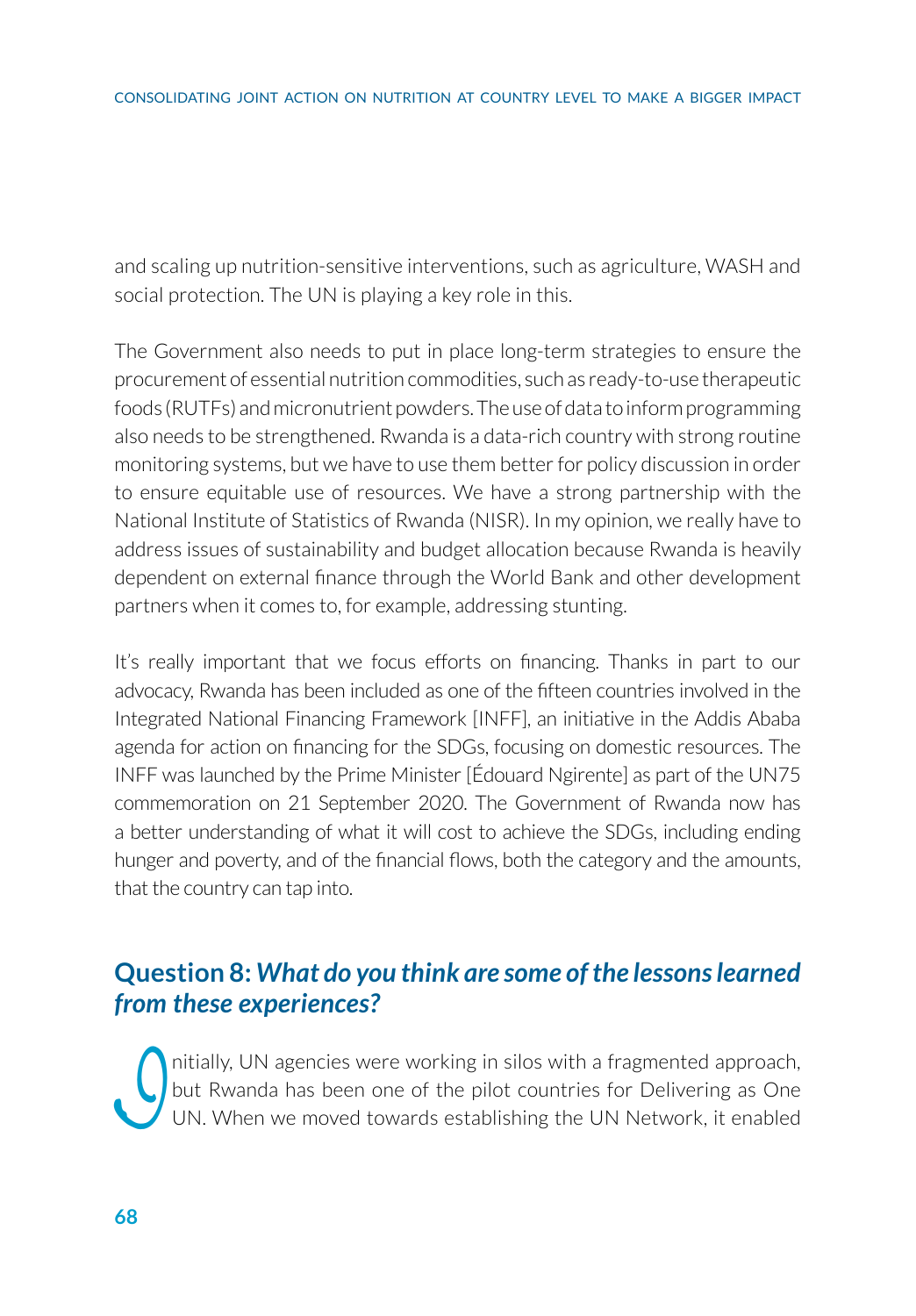and scaling up nutrition-sensitive interventions, such as agriculture, WASH and social protection. The UN is playing a key role in this.

The Government also needs to put in place long-term strategies to ensure the procurement of essential nutrition commodities, such as ready-to-use therapeutic foods (RUTFs) and micronutrient powders. The use of data to inform programming also needs to be strengthened. Rwanda is a data-rich country with strong routine monitoring systems, but we have to use them better for policy discussion in order to ensure equitable use of resources. We have a strong partnership with the National Institute of Statistics of Rwanda (NISR). In my opinion, we really have to address issues of sustainability and budget allocation because Rwanda is heavily dependent on external finance through the World Bank and other development partners when it comes to, for example, addressing stunting.

It's really important that we focus efforts on financing. Thanks in part to our advocacy, Rwanda has been included as one of the fifteen countries involved in the Integrated National Financing Framework [INFF], an initiative in the Addis Ababa agenda for action on financing for the SDGs, focusing on domestic resources. The INFF was launched by the Prime Minister [Édouard Ngirente] as part of the UN75 commemoration on 21 September 2020. The Government of Rwanda now has a better understanding of what it will cost to achieve the SDGs, including ending hunger and poverty, and of the financial flows, both the category and the amounts, that the country can tap into.

## Question 8: *What do you think are some of the lessons learned from these experiences?*

Initially, UN agencies were working in silos with a fragmented approach, but Rwanda has been one of the pilot countries for Delivering as One UN. When we moved towards establishing the UN Network, it enabled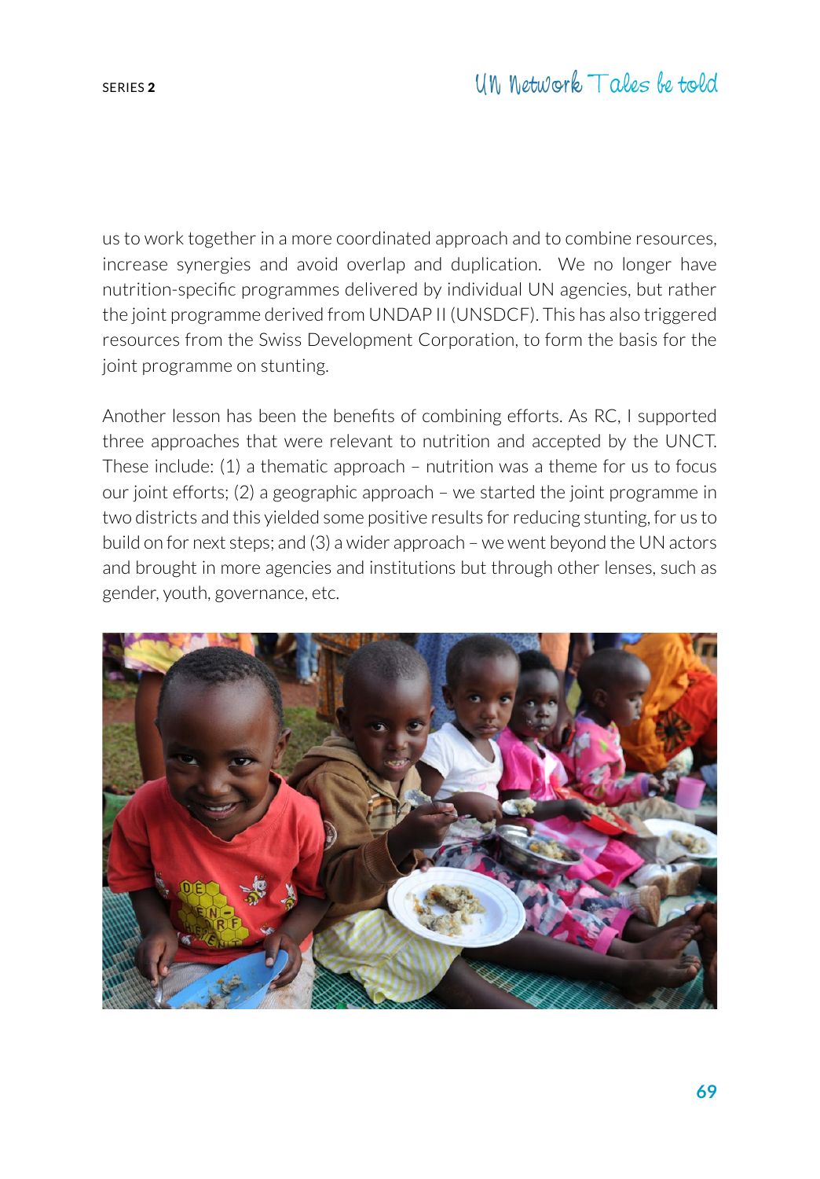us to work together in a more coordinated approach and to combine resources, increase synergies and avoid overlap and duplication. We no longer have nutrition-specific programmes delivered by individual UN agencies, but rather the joint programme derived from UNDAP II (UNSDCF). This has also triggered resources from the Swiss Development Corporation, to form the basis for the joint programme on stunting.

Another lesson has been the benefits of combining efforts. As RC, I supported three approaches that were relevant to nutrition and accepted by the UNCT. These include: (1) a thematic approach – nutrition was a theme for us to focus our joint efforts; (2) a geographic approach – we started the joint programme in two districts and this yielded some positive results for reducing stunting, for us to build on for next steps; and (3) a wider approach – we went beyond the UN actors and brought in more agencies and institutions but through other lenses, such as gender, youth, governance, etc.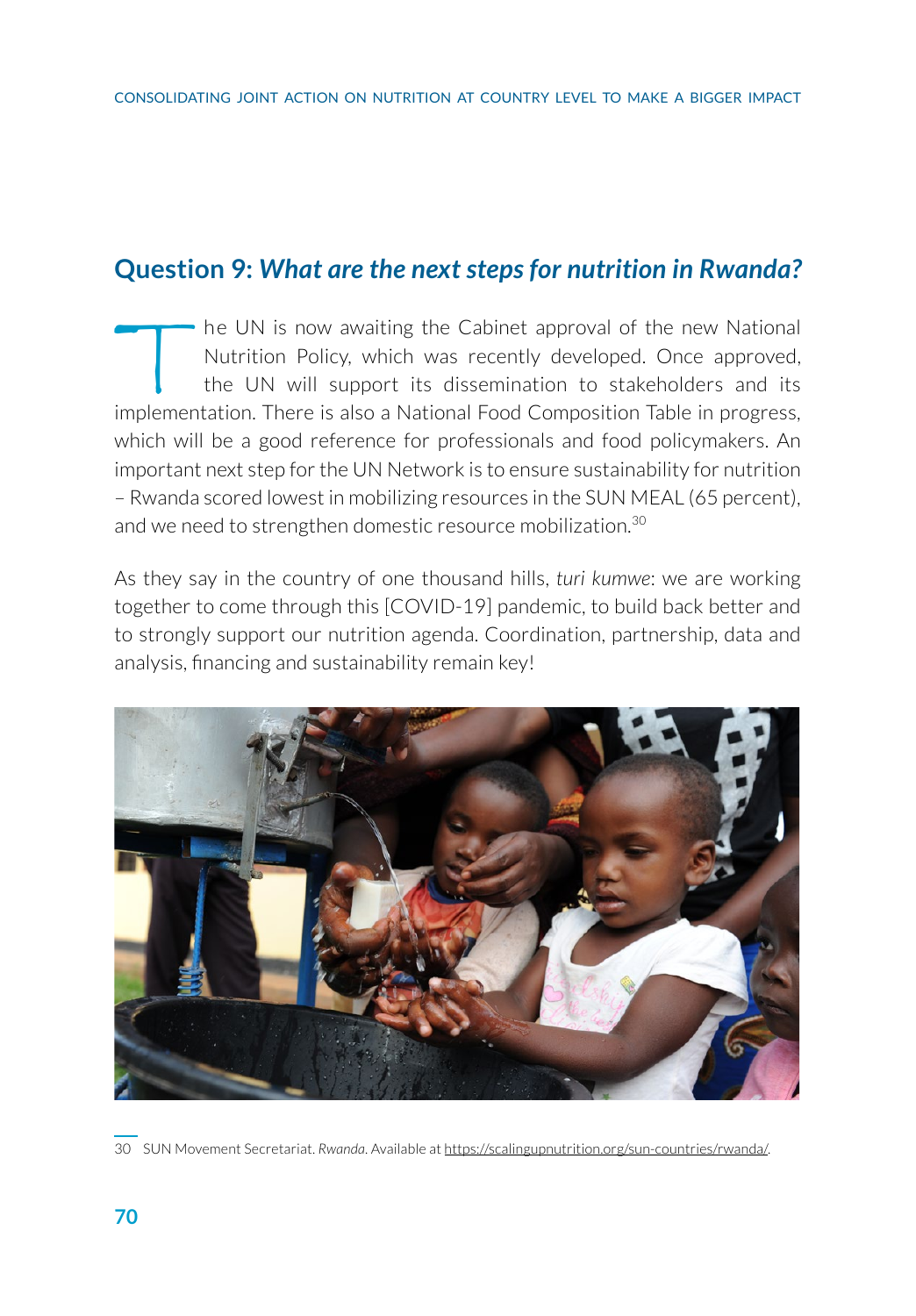## Question 9: *What are the next steps for nutrition in Rwanda?*

The UN is now awaiting the Cabinet approval of the new National Nutrition Policy, which was recently developed. Once approved, the UN will support its dissemination to stakeholders and its implementation. There is also a National Food Composition Table in progress, which will be a good reference for professionals and food policymakers. An important next step for the UN Network is to ensure sustainability for nutrition – Rwanda scored lowest in mobilizing resources in the SUN MEAL (65 percent), and we need to strengthen domestic resource mobilization.[30]

As they say in the country of one thousand hills, *turi kumwe*: we are working together to come through this [COVID-19] pandemic, to build back better and to strongly support our nutrition agenda. Coordination, partnership, data and analysis, financing and sustainability remain key!

---

30 SUN Movement Secretariat. *Rwanda*. Available at https://scalingupnutrition.org/sun-countries/rwanda/.